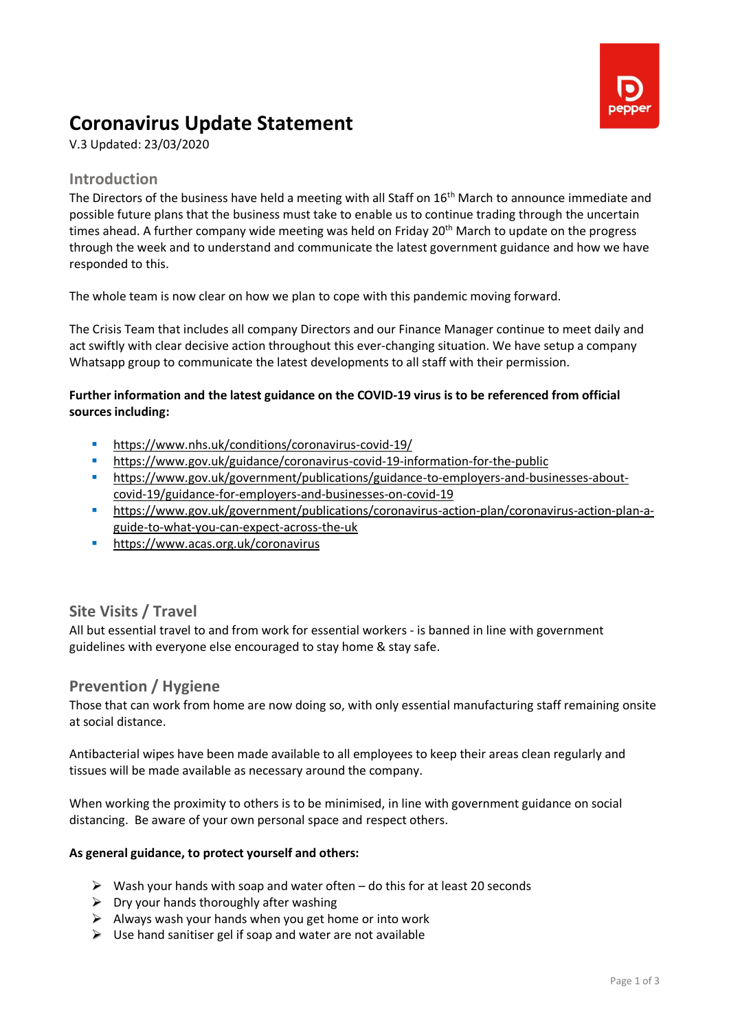# Coronavirus Update Statement

V.3 Updated: 23/03/2020

## Introduction

The Directors of the business have held a meeting with all Staff on 16th March to announce immediate and possible future plans that the business must take to enable us to continue trading through the uncertain times ahead. A further company wide meeting was held on Friday 20th March to update on the progress through the week and to understand and communicate the latest government guidance and how we have responded to this.

The whole team is now clear on how we plan to cope with this pandemic moving forward.

The Crisis Team that includes all company Directors and our Finance Manager continue to meet daily and act swiftly with clear decisive action throughout this ever-changing situation. We have setup a company Whatsapp group to communicate the latest developments to all staff with their permission.

**Further information and the latest guidance on the COVID-19 virus is to be referenced from official sources including:**

- https://www.nhs.uk/conditions/coronavirus-covid-19/
- https://www.gov.uk/guidance/coronavirus-covid-19-information-for-the-public
- https://www.gov.uk/government/publications/guidance-to-employers-and-businesses-about-covid-19/guidance-for-employers-and-businesses-on-covid-19
- https://www.gov.uk/government/publications/coronavirus-action-plan/coronavirus-action-plan-a-guide-to-what-you-can-expect-across-the-uk
- https://www.acas.org.uk/coronavirus

## Site Visits / Travel

All but essential travel to and from work for essential workers - is banned in line with government guidelines with everyone else encouraged to stay home & stay safe.

## Prevention / Hygiene

Those that can work from home are now doing so, with only essential manufacturing staff remaining onsite at social distance.

Antibacterial wipes have been made available to all employees to keep their areas clean regularly and tissues will be made available as necessary around the company.

When working the proximity to others is to be minimised, in line with government guidance on social distancing. Be aware of your own personal space and respect others.

**As general guidance, to protect yourself and others:**

- Wash your hands with soap and water often – do this for at least 20 seconds
- Dry your hands thoroughly after washing
- Always wash your hands when you get home or into work
- Use hand sanitiser gel if soap and water are not available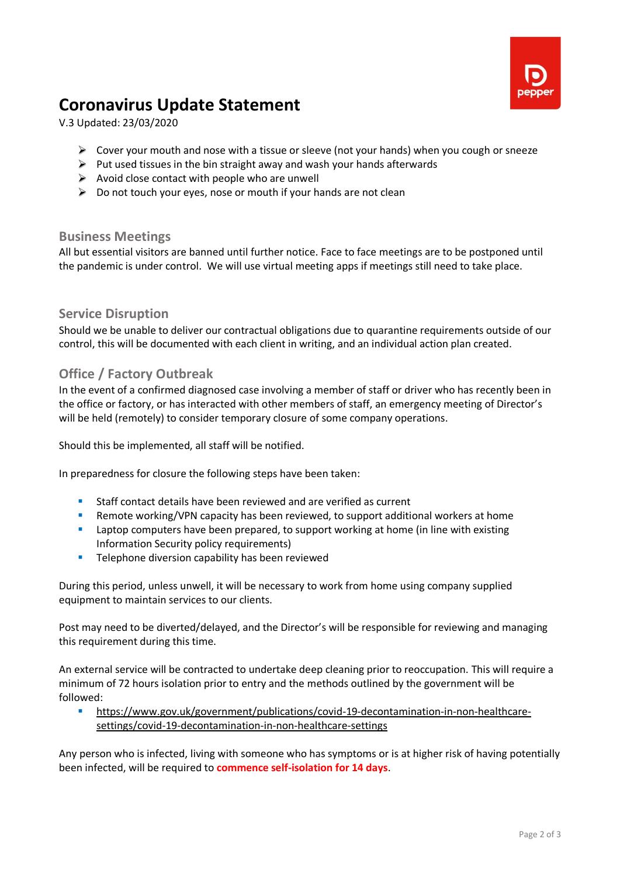# Coronavirus Update Statement

V.3 Updated: 23/03/2020

- Cover your mouth and nose with a tissue or sleeve (not your hands) when you cough or sneeze
- Put used tissues in the bin straight away and wash your hands afterwards
- Avoid close contact with people who are unwell
- Do not touch your eyes, nose or mouth if your hands are not clean

## Business Meetings

All but essential visitors are banned until further notice. Face to face meetings are to be postponed until the pandemic is under control. We will use virtual meeting apps if meetings still need to take place.

## Service Disruption

Should we be unable to deliver our contractual obligations due to quarantine requirements outside of our control, this will be documented with each client in writing, and an individual action plan created.

## Office / Factory Outbreak

In the event of a confirmed diagnosed case involving a member of staff or driver who has recently been in the office or factory, or has interacted with other members of staff, an emergency meeting of Director's will be held (remotely) to consider temporary closure of some company operations.

Should this be implemented, all staff will be notified.

In preparedness for closure the following steps have been taken:

- Staff contact details have been reviewed and are verified as current
- Remote working/VPN capacity has been reviewed, to support additional workers at home
- Laptop computers have been prepared, to support working at home (in line with existing Information Security policy requirements)
- Telephone diversion capability has been reviewed

During this period, unless unwell, it will be necessary to work from home using company supplied equipment to maintain services to our clients.

Post may need to be diverted/delayed, and the Director's will be responsible for reviewing and managing this requirement during this time.

An external service will be contracted to undertake deep cleaning prior to reoccupation. This will require a minimum of 72 hours isolation prior to entry and the methods outlined by the government will be followed:

- https://www.gov.uk/government/publications/covid-19-decontamination-in-non-healthcare-settings/covid-19-decontamination-in-non-healthcare-settings

Any person who is infected, living with someone who has symptoms or is at higher risk of having potentially been infected, will be required to **commence self-isolation for 14 days**.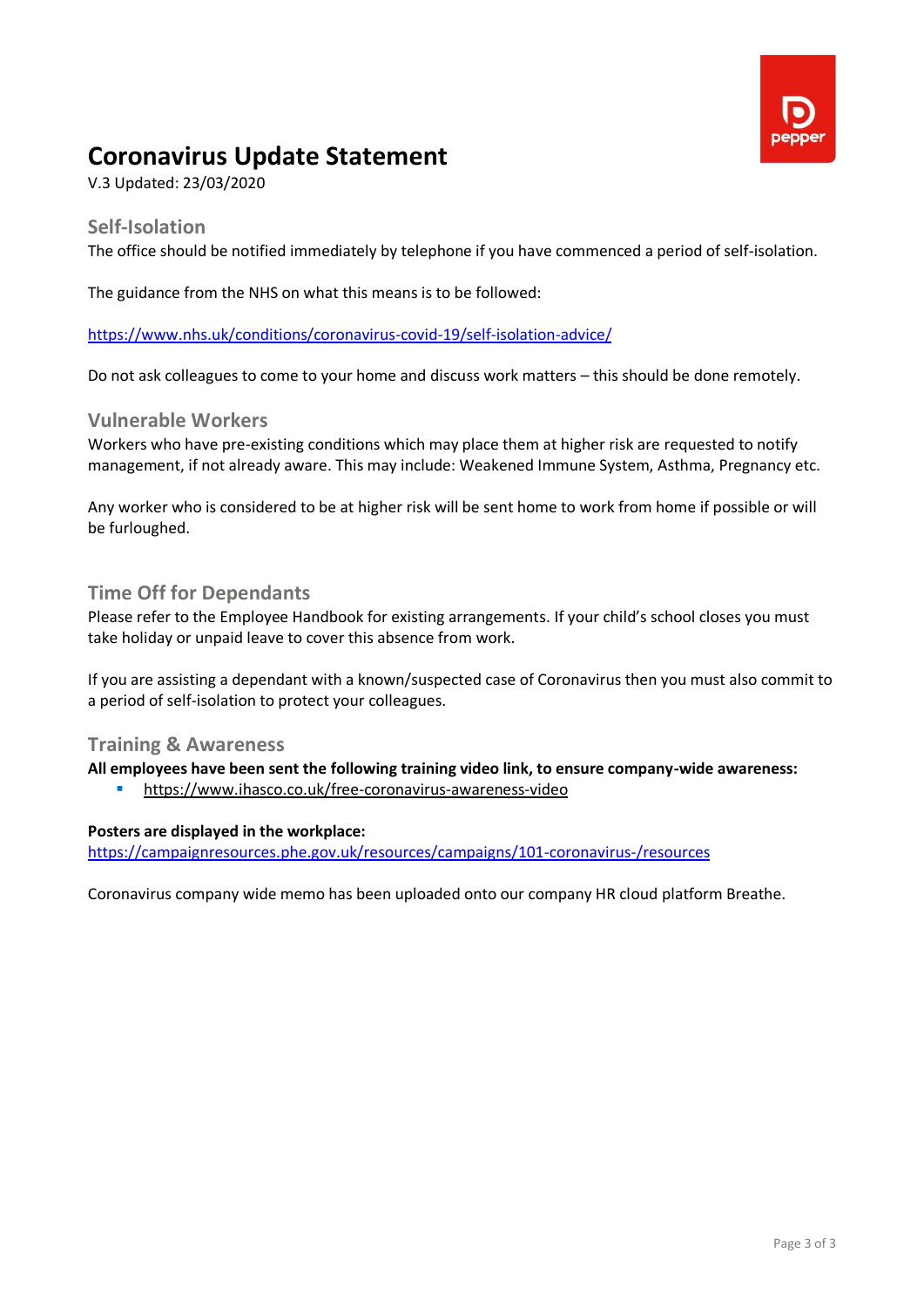# Coronavirus Update Statement

V.3 Updated: 23/03/2020

## Self-Isolation

The office should be notified immediately by telephone if you have commenced a period of self-isolation.

The guidance from the NHS on what this means is to be followed:

https://www.nhs.uk/conditions/coronavirus-covid-19/self-isolation-advice/

Do not ask colleagues to come to your home and discuss work matters – this should be done remotely.

## Vulnerable Workers

Workers who have pre-existing conditions which may place them at higher risk are requested to notify management, if not already aware. This may include: Weakened Immune System, Asthma, Pregnancy etc.

Any worker who is considered to be at higher risk will be sent home to work from home if possible or will be furloughed.

## Time Off for Dependants

Please refer to the Employee Handbook for existing arrangements. If your child's school closes you must take holiday or unpaid leave to cover this absence from work.

If you are assisting a dependant with a known/suspected case of Coronavirus then you must also commit to a period of self-isolation to protect your colleagues.

## Training & Awareness

**All employees have been sent the following training video link, to ensure company-wide awareness:**

- https://www.ihasco.co.uk/free-coronavirus-awareness-video

**Posters are displayed in the workplace:**

https://campaignresources.phe.gov.uk/resources/campaigns/101-coronavirus-/resources

Coronavirus company wide memo has been uploaded onto our company HR cloud platform Breathe.